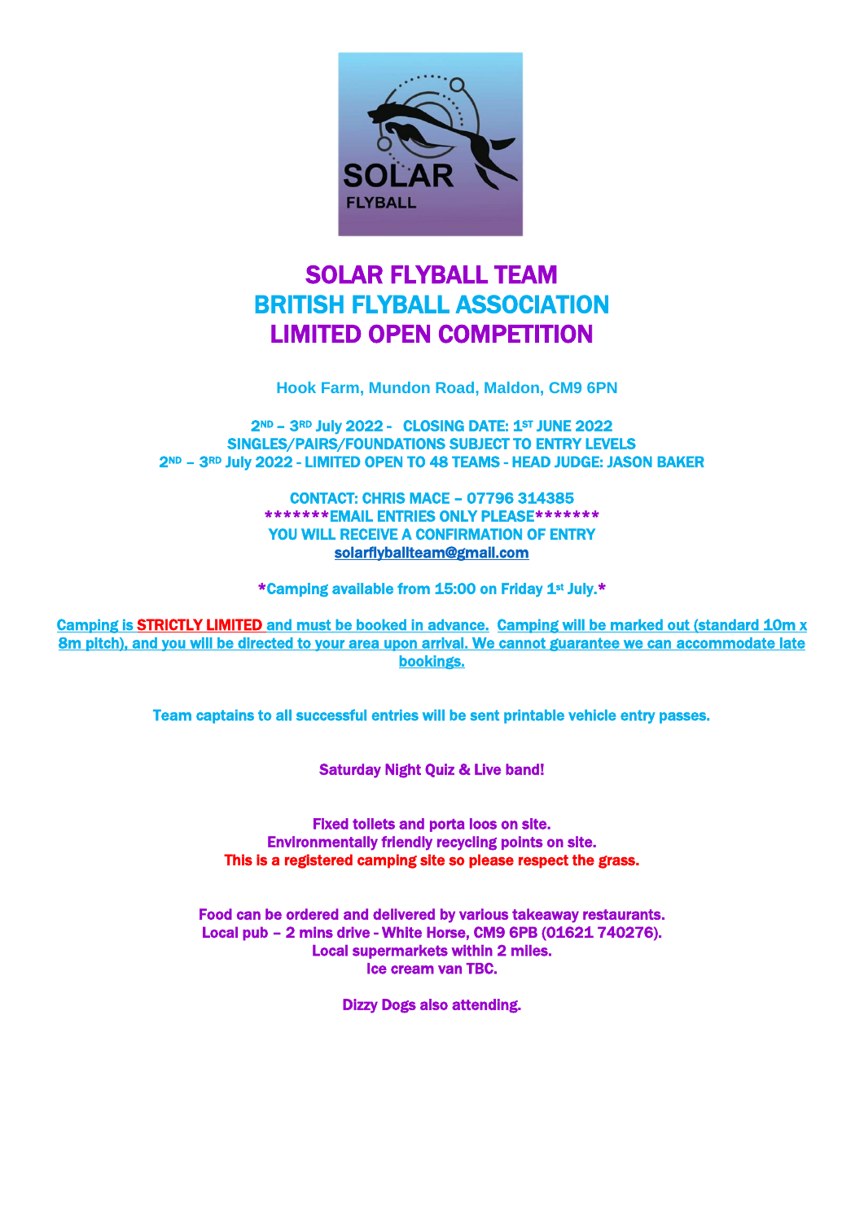# SOLAR FLYBALL TEAM
# BRITISH FLYBALL ASSOCIATION
# LIMITED OPEN COMPETITION

**Hook Farm, Mundon Road, Maldon, CM9 6PN**

**2ND – 3RD July 2022 - CLOSING DATE: 1ST JUNE 2022**
**SINGLES/PAIRS/FOUNDATIONS SUBJECT TO ENTRY LEVELS**
**2ND – 3RD July 2022 - LIMITED OPEN TO 48 TEAMS - HEAD JUDGE: JASON BAKER**

**CONTACT: CHRIS MACE – 07796 314385**
**\*\*\*\*\*\*\*EMAIL ENTRIES ONLY PLEASE\*\*\*\*\*\*\***
**YOU WILL RECEIVE A CONFIRMATION OF ENTRY**
**solarflyballteam@gmail.com**

**\*Camping available from 15:00 on Friday 1st July.\***

**Camping is STRICTLY LIMITED and must be booked in advance. Camping will be marked out (standard 10m x 8m pitch), and you will be directed to your area upon arrival. We cannot guarantee we can accommodate late bookings.**

**Team captains to all successful entries will be sent printable vehicle entry passes.**

**Saturday Night Quiz & Live band!**

**Fixed toilets and porta loos on site.**
**Environmentally friendly recycling points on site.**
**This is a registered camping site so please respect the grass.**

**Food can be ordered and delivered by various takeaway restaurants.**
**Local pub – 2 mins drive - White Horse, CM9 6PB (01621 740276).**
**Local supermarkets within 2 miles.**
**Ice cream van TBC.**

**Dizzy Dogs also attending.**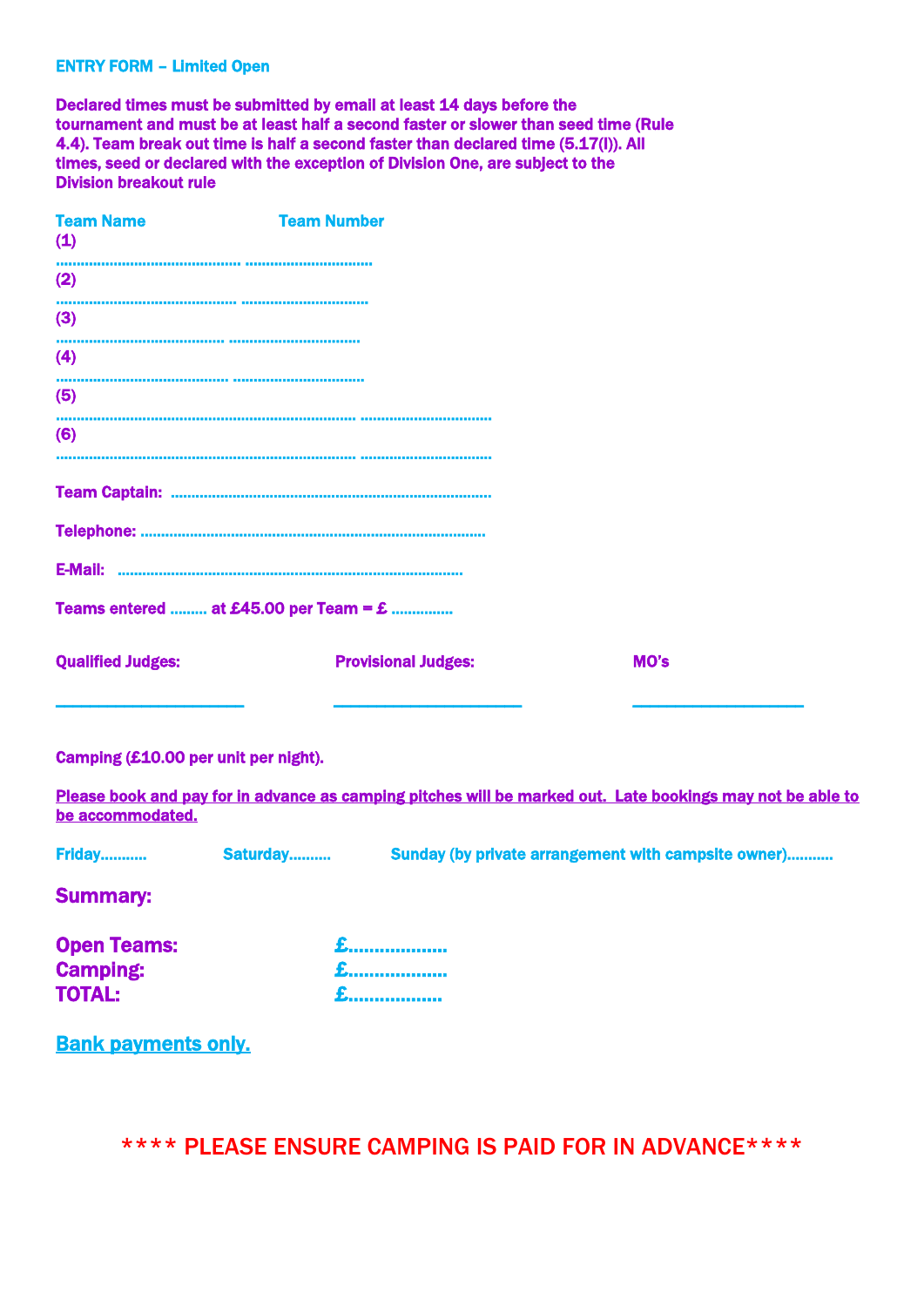## ENTRY FORM – Limited Open

**Declared times must be submitted by email at least 14 days before the tournament and must be at least half a second faster or slower than seed time (Rule 4.4). Team break out time is half a second faster than declared time (5.17(I)). All times, seed or declared with the exception of Division One, are subject to the Division breakout rule**

**Team Name** **Team Number**

**(1)**

……………………………………… …………………………

**(2)**

……………………………………… …………………………

**(3)**

…………………………………… ……………………………

**(4)**

…………………………………… ……………………………

**(5)**

………………………………………………………………… ……………………………

**(6)**

………………………………………………………………… ……………………………

**Team Captain:** ……………………………………………………………………

**Telephone:** ……………………………………………………………………………

**E-Mail:** ……………………………………………………………………………

**Teams entered ……… at £45.00 per Team = £ ……………**

| Qualified Judges: | Provisional Judges: | MO's |
|---|---|---|
| ______________________ | ______________________ | ____________________ |

**Camping (£10.00 per unit per night).**

**Please book and pay for in advance as camping pitches will be marked out. Late bookings may not be able to be accommodated.**

**Friday……….** **Saturday……….** **Sunday (by private arrangement with campsite owner)……….**

## Summary:

| | |
|---|---|
| **Open Teams:** | **£……………….** |
| **Camping:** | **£……………….** |
| **TOTAL:** | **£………………** |

**Bank payments only.**

**\*\*\*\* PLEASE ENSURE CAMPING IS PAID FOR IN ADVANCE\*\*\*\***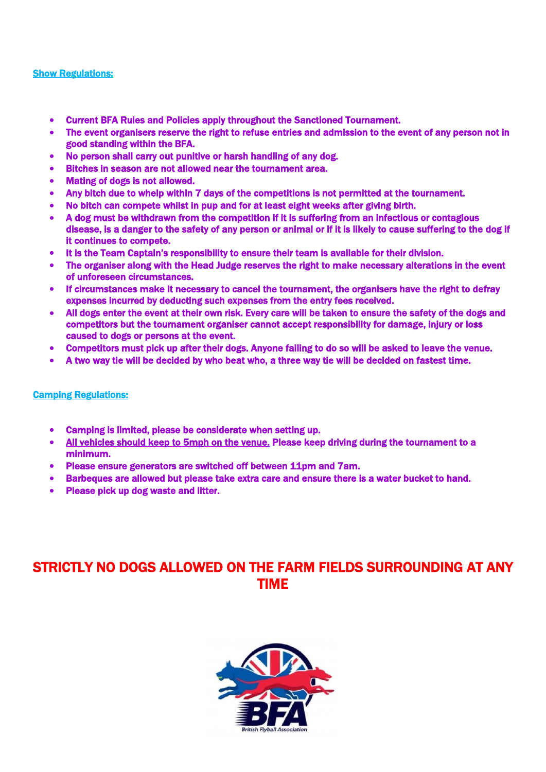## Show Regulations:

- Current BFA Rules and Policies apply throughout the Sanctioned Tournament.
- The event organisers reserve the right to refuse entries and admission to the event of any person not in good standing within the BFA.
- No person shall carry out punitive or harsh handling of any dog.
- Bitches in season are not allowed near the tournament area.
- Mating of dogs is not allowed.
- Any bitch due to whelp within 7 days of the competitions is not permitted at the tournament.
- No bitch can compete whilst in pup and for at least eight weeks after giving birth.
- A dog must be withdrawn from the competition if it is suffering from an infectious or contagious disease, is a danger to the safety of any person or animal or if it is likely to cause suffering to the dog if it continues to compete.
- It is the Team Captain's responsibility to ensure their team is available for their division.
- The organiser along with the Head Judge reserves the right to make necessary alterations in the event of unforeseen circumstances.
- If circumstances make it necessary to cancel the tournament, the organisers have the right to defray expenses incurred by deducting such expenses from the entry fees received.
- All dogs enter the event at their own risk. Every care will be taken to ensure the safety of the dogs and competitors but the tournament organiser cannot accept responsibility for damage, injury or loss caused to dogs or persons at the event.
- Competitors must pick up after their dogs. Anyone failing to do so will be asked to leave the venue.
- A two way tie will be decided by who beat who, a three way tie will be decided on fastest time.

## Camping Regulations:

- Camping is limited, please be considerate when setting up.
- All vehicles should keep to 5mph on the venue. Please keep driving during the tournament to a minimum.
- Please ensure generators are switched off between 11pm and 7am.
- Barbeques are allowed but please take extra care and ensure there is a water bucket to hand.
- Please pick up dog waste and litter.

**STRICTLY NO DOGS ALLOWED ON THE FARM FIELDS SURROUNDING AT ANY TIME**

BFA
British Flyball Association